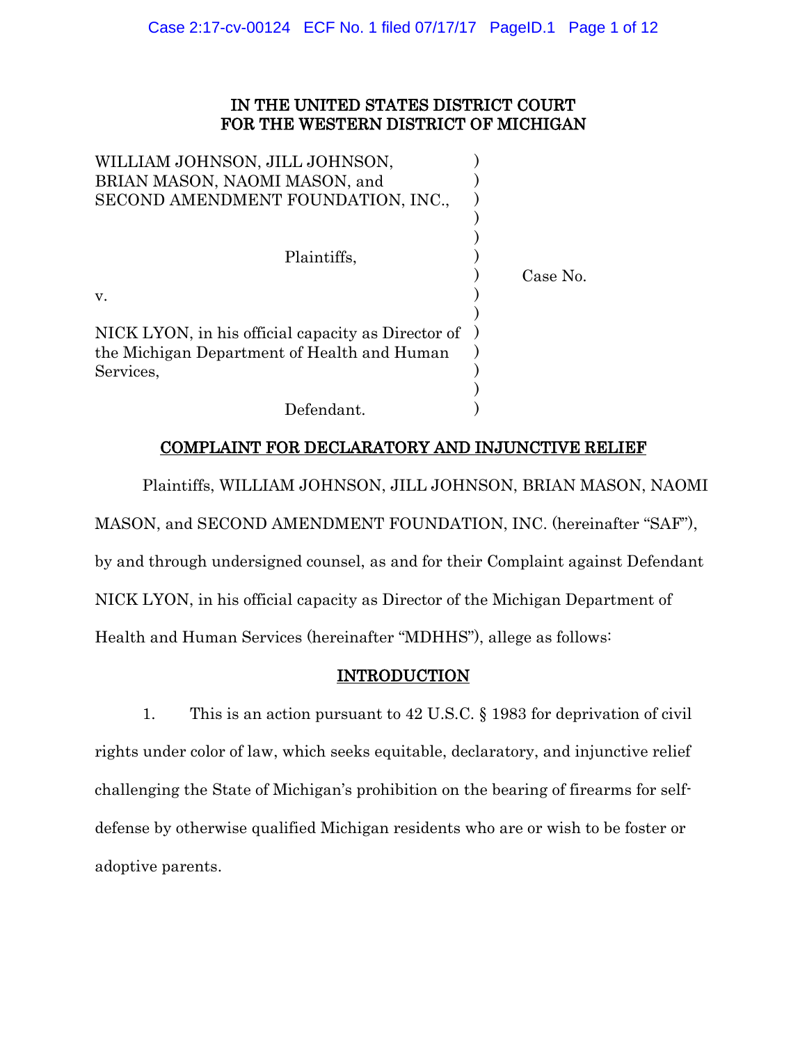# IN THE UNITED STATES DISTRICT COURT FOR THE WESTERN DISTRICT OF MICHIGAN

WILLIAM JOHNSON, JILL JOHNSON, BRIAN MASON, NAOMI MASON, and SECOND AMENDMENT FOUNDATION, INC.,

Plaintiffs,

v.

NICK LYON, in his official capacity as Director of the Michigan Department of Health and Human Services,

Defendant.

Case No.

## COMPLAINT FOR DECLARATORY AND INJUNCTIVE RELIEF

Plaintiffs, WILLIAM JOHNSON, JILL JOHNSON, BRIAN MASON, NAOMI MASON, and SECOND AMENDMENT FOUNDATION, INC. (hereinafter "SAF"), by and through undersigned counsel, as and for their Complaint against Defendant NICK LYON, in his official capacity as Director of the Michigan Department of Health and Human Services (hereinafter "MDHHS"), allege as follows:

## INTRODUCTION

1. This is an action pursuant to 42 U.S.C. § 1983 for deprivation of civil rights under color of law, which seeks equitable, declaratory, and injunctive relief challenging the State of Michigan's prohibition on the bearing of firearms for self-defense by otherwise qualified Michigan residents who are or wish to be foster or adoptive parents.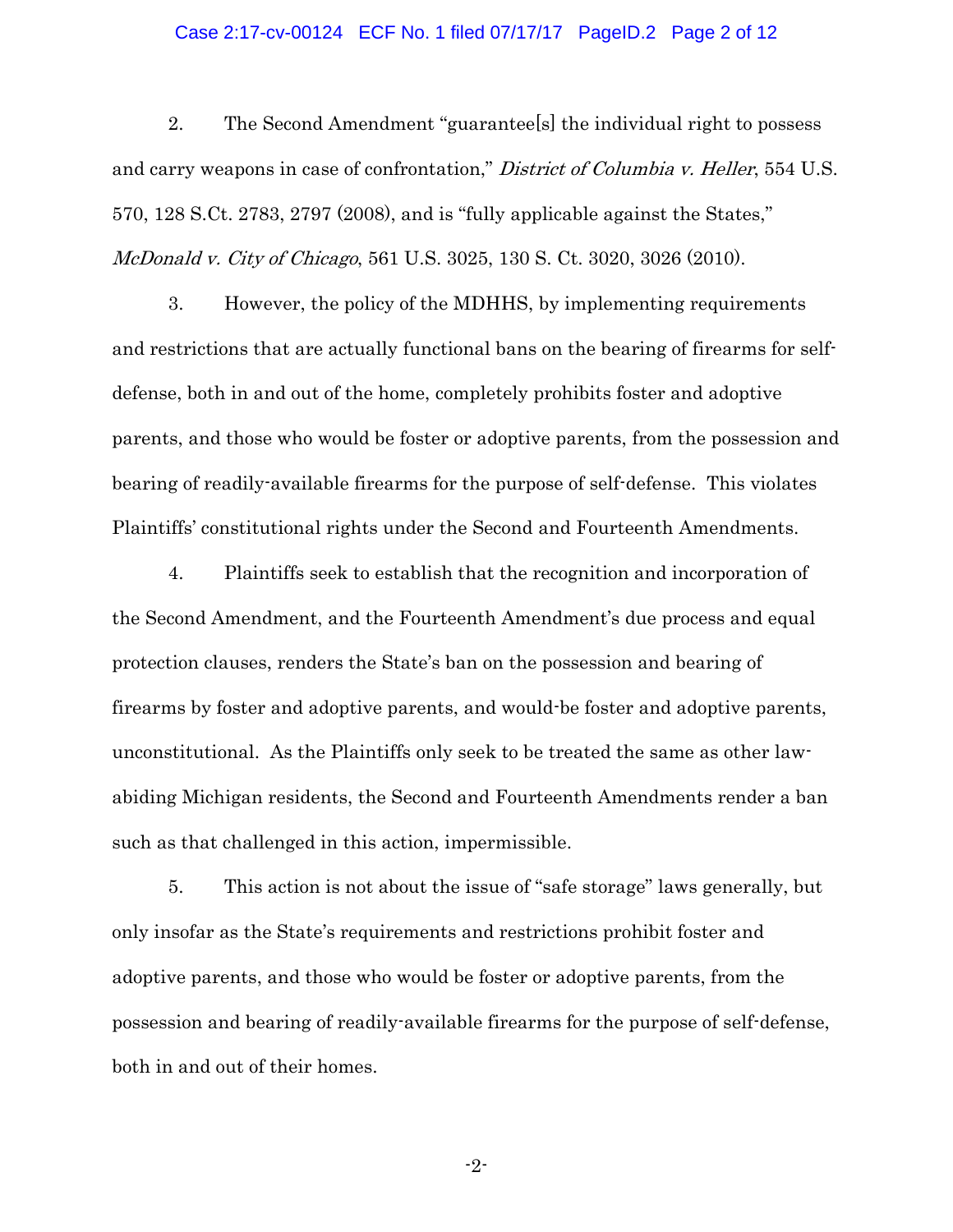2. The Second Amendment "guarantee[s] the individual right to possess and carry weapons in case of confrontation," *District of Columbia v. Heller*, 554 U.S. 570, 128 S.Ct. 2783, 2797 (2008), and is "fully applicable against the States," *McDonald v. City of Chicago*, 561 U.S. 3025, 130 S. Ct. 3020, 3026 (2010).

3. However, the policy of the MDHHS, by implementing requirements and restrictions that are actually functional bans on the bearing of firearms for self-defense, both in and out of the home, completely prohibits foster and adoptive parents, and those who would be foster or adoptive parents, from the possession and bearing of readily-available firearms for the purpose of self-defense. This violates Plaintiffs' constitutional rights under the Second and Fourteenth Amendments.

4. Plaintiffs seek to establish that the recognition and incorporation of the Second Amendment, and the Fourteenth Amendment's due process and equal protection clauses, renders the State's ban on the possession and bearing of firearms by foster and adoptive parents, and would-be foster and adoptive parents, unconstitutional. As the Plaintiffs only seek to be treated the same as other law-abiding Michigan residents, the Second and Fourteenth Amendments render a ban such as that challenged in this action, impermissible.

5. This action is not about the issue of "safe storage" laws generally, but only insofar as the State's requirements and restrictions prohibit foster and adoptive parents, and those who would be foster or adoptive parents, from the possession and bearing of readily-available firearms for the purpose of self-defense, both in and out of their homes.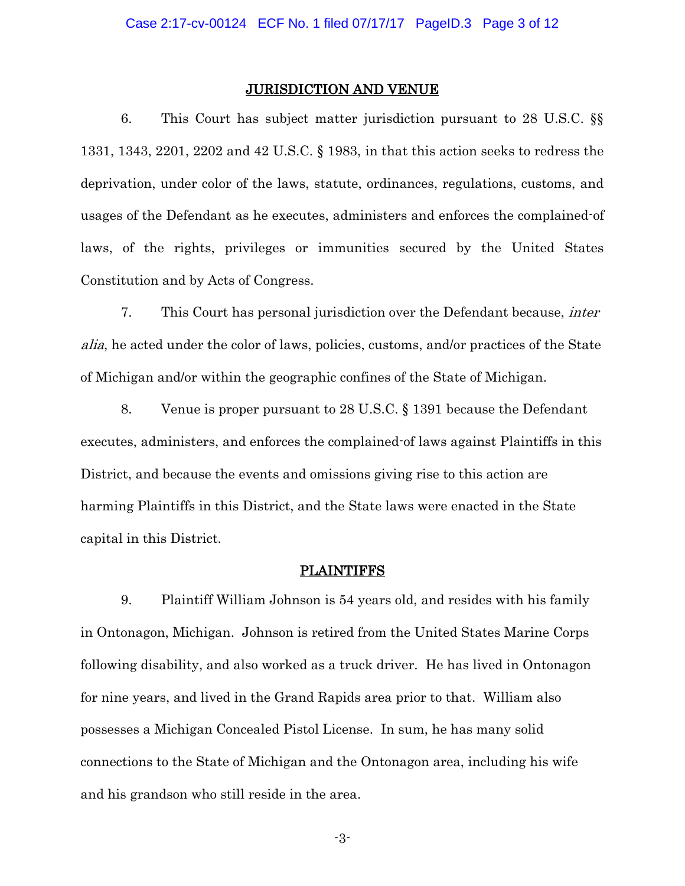## JURISDICTION AND VENUE

6. This Court has subject matter jurisdiction pursuant to 28 U.S.C. §§ 1331, 1343, 2201, 2202 and 42 U.S.C. § 1983, in that this action seeks to redress the deprivation, under color of the laws, statute, ordinances, regulations, customs, and usages of the Defendant as he executes, administers and enforces the complained-of laws, of the rights, privileges or immunities secured by the United States Constitution and by Acts of Congress.

7. This Court has personal jurisdiction over the Defendant because, *inter alia*, he acted under the color of laws, policies, customs, and/or practices of the State of Michigan and/or within the geographic confines of the State of Michigan.

8. Venue is proper pursuant to 28 U.S.C. § 1391 because the Defendant executes, administers, and enforces the complained-of laws against Plaintiffs in this District, and because the events and omissions giving rise to this action are harming Plaintiffs in this District, and the State laws were enacted in the State capital in this District.

## PLAINTIFFS

9. Plaintiff William Johnson is 54 years old, and resides with his family in Ontonagon, Michigan. Johnson is retired from the United States Marine Corps following disability, and also worked as a truck driver. He has lived in Ontonagon for nine years, and lived in the Grand Rapids area prior to that. William also possesses a Michigan Concealed Pistol License. In sum, he has many solid connections to the State of Michigan and the Ontonagon area, including his wife and his grandson who still reside in the area.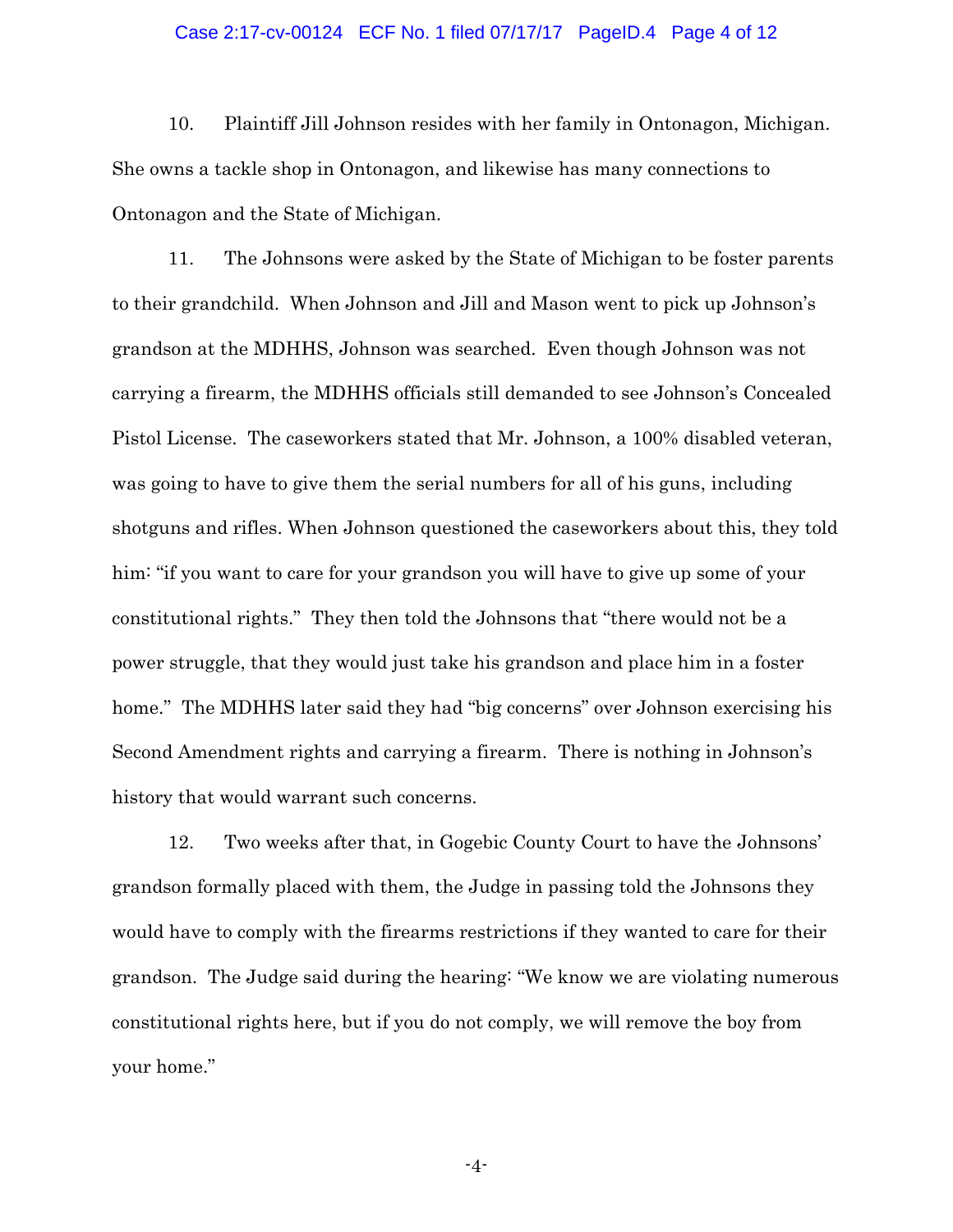10. Plaintiff Jill Johnson resides with her family in Ontonagon, Michigan. She owns a tackle shop in Ontonagon, and likewise has many connections to Ontonagon and the State of Michigan.

11. The Johnsons were asked by the State of Michigan to be foster parents to their grandchild. When Johnson and Jill and Mason went to pick up Johnson's grandson at the MDHHS, Johnson was searched. Even though Johnson was not carrying a firearm, the MDHHS officials still demanded to see Johnson's Concealed Pistol License. The caseworkers stated that Mr. Johnson, a 100% disabled veteran, was going to have to give them the serial numbers for all of his guns, including shotguns and rifles. When Johnson questioned the caseworkers about this, they told him: "if you want to care for your grandson you will have to give up some of your constitutional rights." They then told the Johnsons that "there would not be a power struggle, that they would just take his grandson and place him in a foster home." The MDHHS later said they had "big concerns" over Johnson exercising his Second Amendment rights and carrying a firearm. There is nothing in Johnson's history that would warrant such concerns.

12. Two weeks after that, in Gogebic County Court to have the Johnsons' grandson formally placed with them, the Judge in passing told the Johnsons they would have to comply with the firearms restrictions if they wanted to care for their grandson. The Judge said during the hearing: "We know we are violating numerous constitutional rights here, but if you do not comply, we will remove the boy from your home."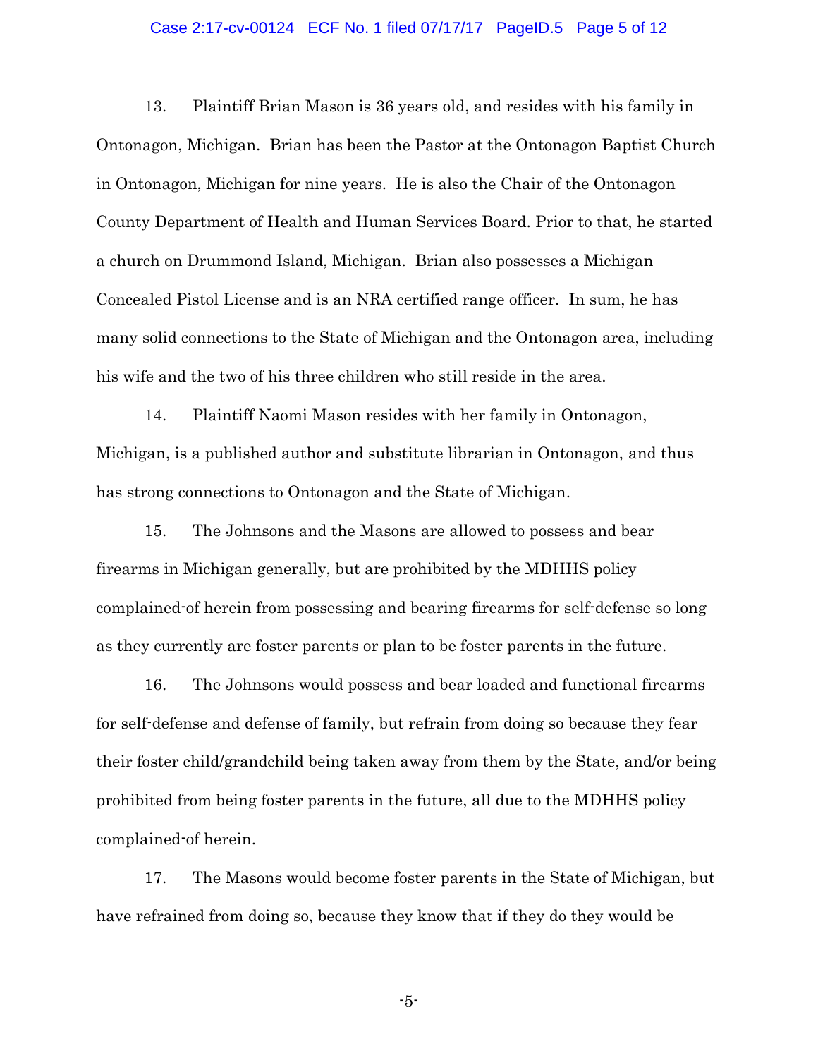13. Plaintiff Brian Mason is 36 years old, and resides with his family in Ontonagon, Michigan. Brian has been the Pastor at the Ontonagon Baptist Church in Ontonagon, Michigan for nine years. He is also the Chair of the Ontonagon County Department of Health and Human Services Board. Prior to that, he started a church on Drummond Island, Michigan. Brian also possesses a Michigan Concealed Pistol License and is an NRA certified range officer. In sum, he has many solid connections to the State of Michigan and the Ontonagon area, including his wife and the two of his three children who still reside in the area.

14. Plaintiff Naomi Mason resides with her family in Ontonagon, Michigan, is a published author and substitute librarian in Ontonagon, and thus has strong connections to Ontonagon and the State of Michigan.

15. The Johnsons and the Masons are allowed to possess and bear firearms in Michigan generally, but are prohibited by the MDHHS policy complained-of herein from possessing and bearing firearms for self-defense so long as they currently are foster parents or plan to be foster parents in the future.

16. The Johnsons would possess and bear loaded and functional firearms for self-defense and defense of family, but refrain from doing so because they fear their foster child/grandchild being taken away from them by the State, and/or being prohibited from being foster parents in the future, all due to the MDHHS policy complained-of herein.

17. The Masons would become foster parents in the State of Michigan, but have refrained from doing so, because they know that if they do they would be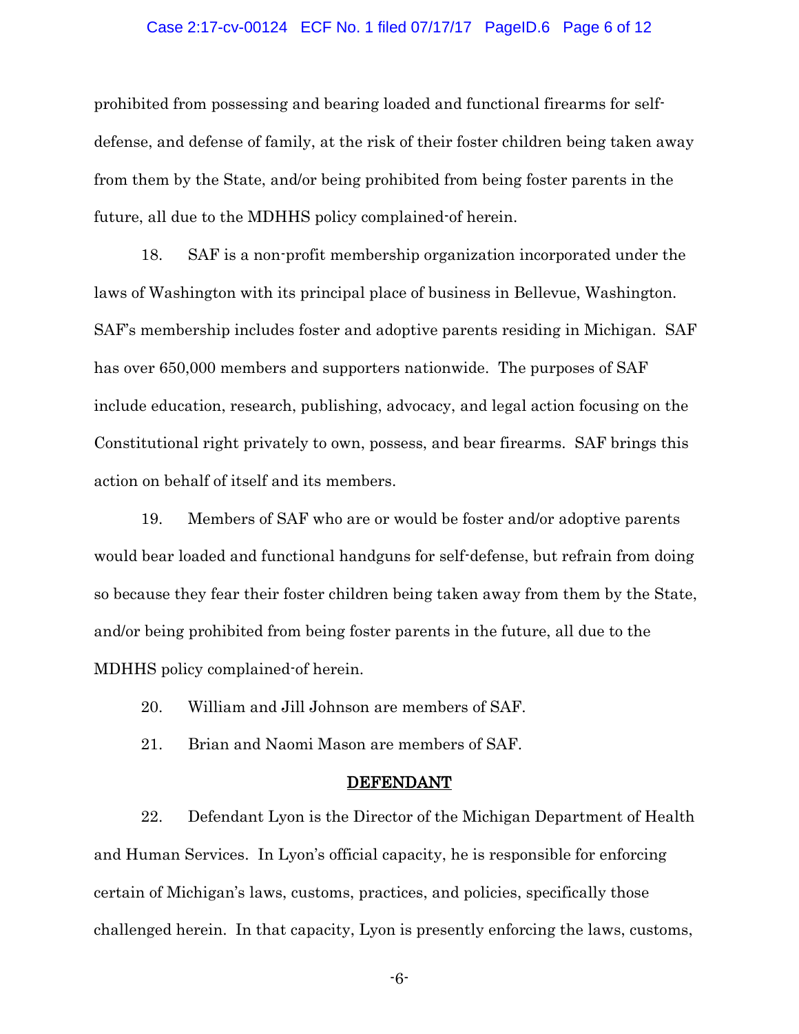prohibited from possessing and bearing loaded and functional firearms for self-defense, and defense of family, at the risk of their foster children being taken away from them by the State, and/or being prohibited from being foster parents in the future, all due to the MDHHS policy complained-of herein.

18. SAF is a non-profit membership organization incorporated under the laws of Washington with its principal place of business in Bellevue, Washington. SAF's membership includes foster and adoptive parents residing in Michigan. SAF has over 650,000 members and supporters nationwide. The purposes of SAF include education, research, publishing, advocacy, and legal action focusing on the Constitutional right privately to own, possess, and bear firearms. SAF brings this action on behalf of itself and its members.

19. Members of SAF who are or would be foster and/or adoptive parents would bear loaded and functional handguns for self-defense, but refrain from doing so because they fear their foster children being taken away from them by the State, and/or being prohibited from being foster parents in the future, all due to the MDHHS policy complained-of herein.

20. William and Jill Johnson are members of SAF.

21. Brian and Naomi Mason are members of SAF.

## DEFENDANT

22. Defendant Lyon is the Director of the Michigan Department of Health and Human Services. In Lyon's official capacity, he is responsible for enforcing certain of Michigan's laws, customs, practices, and policies, specifically those challenged herein. In that capacity, Lyon is presently enforcing the laws, customs,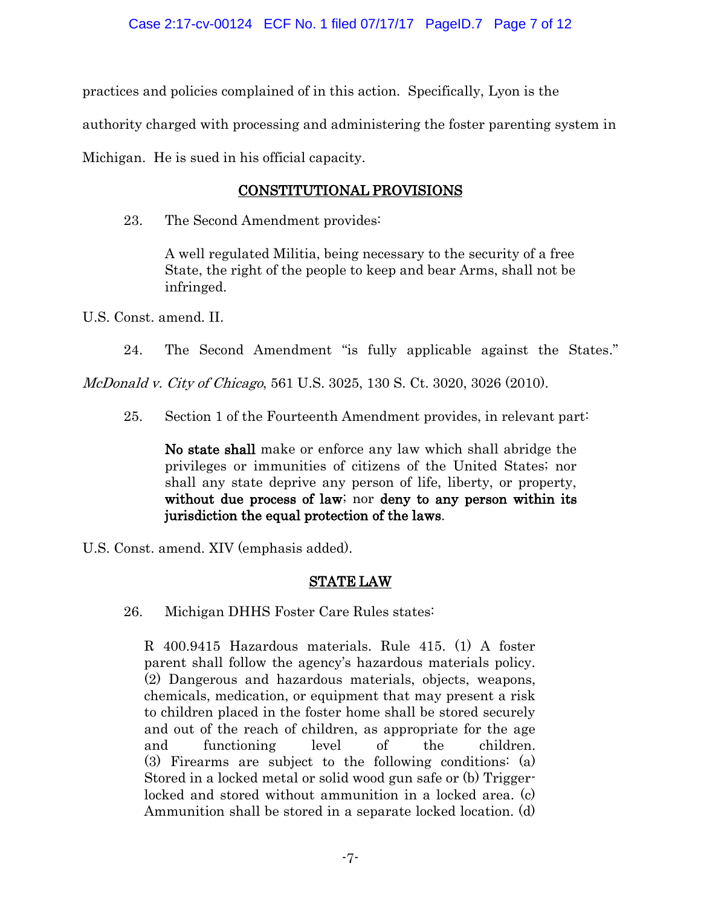practices and policies complained of in this action. Specifically, Lyon is the authority charged with processing and administering the foster parenting system in Michigan. He is sued in his official capacity.

## CONSTITUTIONAL PROVISIONS

23. The Second Amendment provides:

> A well regulated Militia, being necessary to the security of a free State, the right of the people to keep and bear Arms, shall not be infringed.

U.S. Const. amend. II.

24. The Second Amendment "is fully applicable against the States." *McDonald v. City of Chicago*, 561 U.S. 3025, 130 S. Ct. 3020, 3026 (2010).

25. Section 1 of the Fourteenth Amendment provides, in relevant part:

> **No state shall** make or enforce any law which shall abridge the privileges or immunities of citizens of the United States; nor shall any state deprive any person of life, liberty, or property, **without due process of law**; nor **deny to any person within its jurisdiction the equal protection of the laws**.

U.S. Const. amend. XIV (emphasis added).

## STATE LAW

26. Michigan DHHS Foster Care Rules states:

> R 400.9415 Hazardous materials. Rule 415. (1) A foster parent shall follow the agency's hazardous materials policy. (2) Dangerous and hazardous materials, objects, weapons, chemicals, medication, or equipment that may present a risk to children placed in the foster home shall be stored securely and out of the reach of children, as appropriate for the age and functioning level of the children. (3) Firearms are subject to the following conditions: (a) Stored in a locked metal or solid wood gun safe or (b) Trigger-locked and stored without ammunition in a locked area. (c) Ammunition shall be stored in a separate locked location. (d)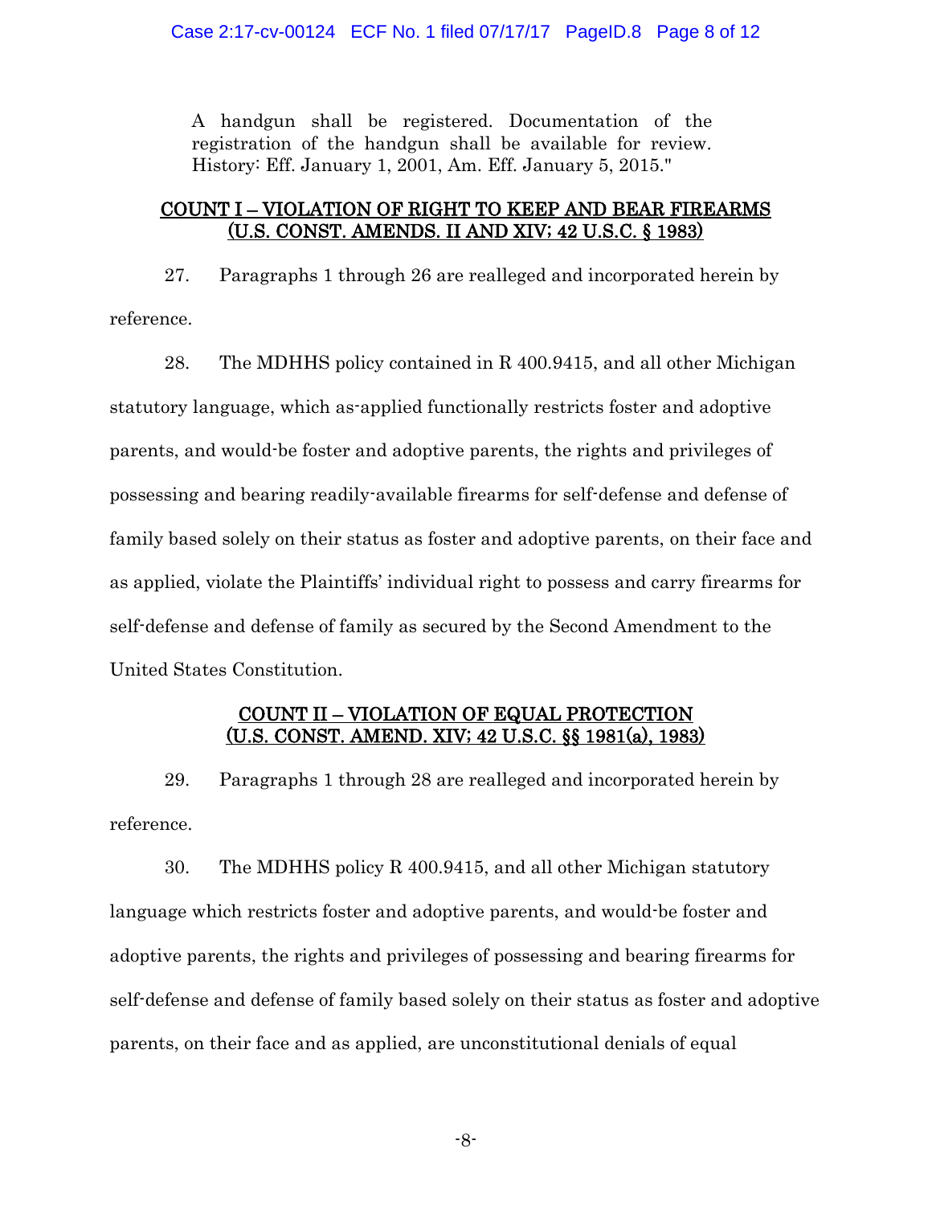> A handgun shall be registered. Documentation of the registration of the handgun shall be available for review. History: Eff. January 1, 2001, Am. Eff. January 5, 2015."

## COUNT I – VIOLATION OF RIGHT TO KEEP AND BEAR FIREARMS (U.S. CONST. AMENDS. II AND XIV; 42 U.S.C. § 1983)

27. Paragraphs 1 through 26 are realleged and incorporated herein by reference.

28. The MDHHS policy contained in R 400.9415, and all other Michigan statutory language, which as-applied functionally restricts foster and adoptive parents, and would-be foster and adoptive parents, the rights and privileges of possessing and bearing readily-available firearms for self-defense and defense of family based solely on their status as foster and adoptive parents, on their face and as applied, violate the Plaintiffs' individual right to possess and carry firearms for self-defense and defense of family as secured by the Second Amendment to the United States Constitution.

## COUNT II – VIOLATION OF EQUAL PROTECTION (U.S. CONST. AMEND. XIV; 42 U.S.C. §§ 1981(a), 1983)

29. Paragraphs 1 through 28 are realleged and incorporated herein by reference.

30. The MDHHS policy R 400.9415, and all other Michigan statutory language which restricts foster and adoptive parents, and would-be foster and adoptive parents, the rights and privileges of possessing and bearing firearms for self-defense and defense of family based solely on their status as foster and adoptive parents, on their face and as applied, are unconstitutional denials of equal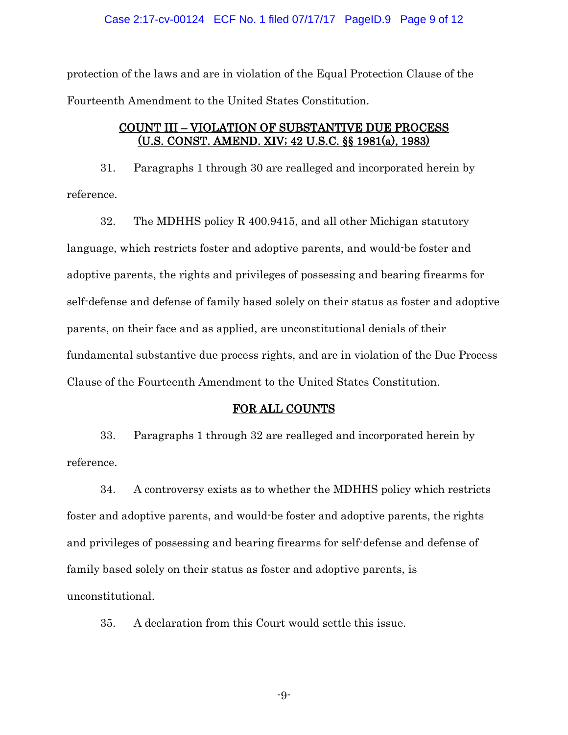protection of the laws and are in violation of the Equal Protection Clause of the Fourteenth Amendment to the United States Constitution.

## COUNT III – VIOLATION OF SUBSTANTIVE DUE PROCESS (U.S. CONST. AMEND. XIV; 42 U.S.C. §§ 1981(a), 1983)

31. Paragraphs 1 through 30 are realleged and incorporated herein by reference.

32. The MDHHS policy R 400.9415, and all other Michigan statutory language, which restricts foster and adoptive parents, and would-be foster and adoptive parents, the rights and privileges of possessing and bearing firearms for self-defense and defense of family based solely on their status as foster and adoptive parents, on their face and as applied, are unconstitutional denials of their fundamental substantive due process rights, and are in violation of the Due Process Clause of the Fourteenth Amendment to the United States Constitution.

## FOR ALL COUNTS

33. Paragraphs 1 through 32 are realleged and incorporated herein by reference.

34. A controversy exists as to whether the MDHHS policy which restricts foster and adoptive parents, and would-be foster and adoptive parents, the rights and privileges of possessing and bearing firearms for self-defense and defense of family based solely on their status as foster and adoptive parents, is unconstitutional.

35. A declaration from this Court would settle this issue.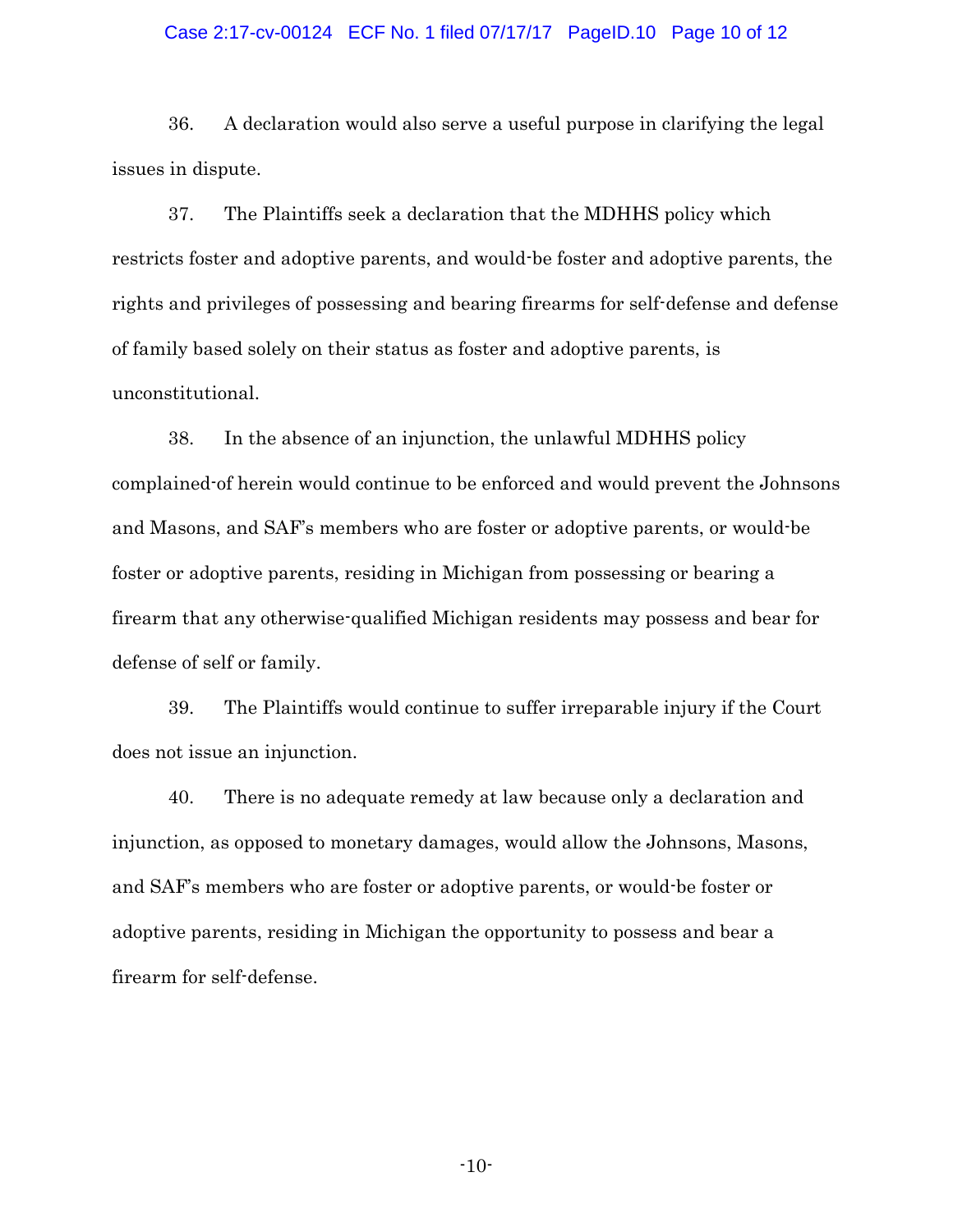36. A declaration would also serve a useful purpose in clarifying the legal issues in dispute.

37. The Plaintiffs seek a declaration that the MDHHS policy which restricts foster and adoptive parents, and would-be foster and adoptive parents, the rights and privileges of possessing and bearing firearms for self-defense and defense of family based solely on their status as foster and adoptive parents, is unconstitutional.

38. In the absence of an injunction, the unlawful MDHHS policy complained-of herein would continue to be enforced and would prevent the Johnsons and Masons, and SAF's members who are foster or adoptive parents, or would-be foster or adoptive parents, residing in Michigan from possessing or bearing a firearm that any otherwise-qualified Michigan residents may possess and bear for defense of self or family.

39. The Plaintiffs would continue to suffer irreparable injury if the Court does not issue an injunction.

40. There is no adequate remedy at law because only a declaration and injunction, as opposed to monetary damages, would allow the Johnsons, Masons, and SAF's members who are foster or adoptive parents, or would-be foster or adoptive parents, residing in Michigan the opportunity to possess and bear a firearm for self-defense.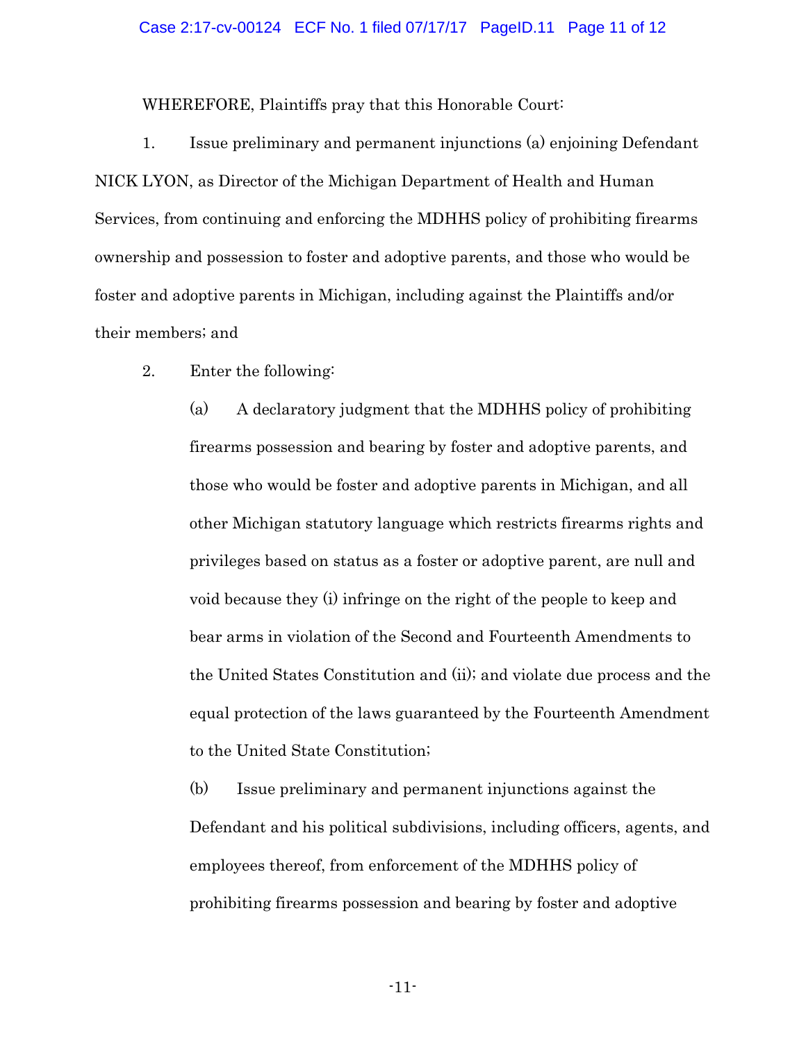WHEREFORE, Plaintiffs pray that this Honorable Court:

1. Issue preliminary and permanent injunctions (a) enjoining Defendant NICK LYON, as Director of the Michigan Department of Health and Human Services, from continuing and enforcing the MDHHS policy of prohibiting firearms ownership and possession to foster and adoptive parents, and those who would be foster and adoptive parents in Michigan, including against the Plaintiffs and/or their members; and

2. Enter the following:

   (a) A declaratory judgment that the MDHHS policy of prohibiting firearms possession and bearing by foster and adoptive parents, and those who would be foster and adoptive parents in Michigan, and all other Michigan statutory language which restricts firearms rights and privileges based on status as a foster or adoptive parent, are null and void because they (i) infringe on the right of the people to keep and bear arms in violation of the Second and Fourteenth Amendments to the United States Constitution and (ii); and violate due process and the equal protection of the laws guaranteed by the Fourteenth Amendment to the United State Constitution;

   (b) Issue preliminary and permanent injunctions against the Defendant and his political subdivisions, including officers, agents, and employees thereof, from enforcement of the MDHHS policy of prohibiting firearms possession and bearing by foster and adoptive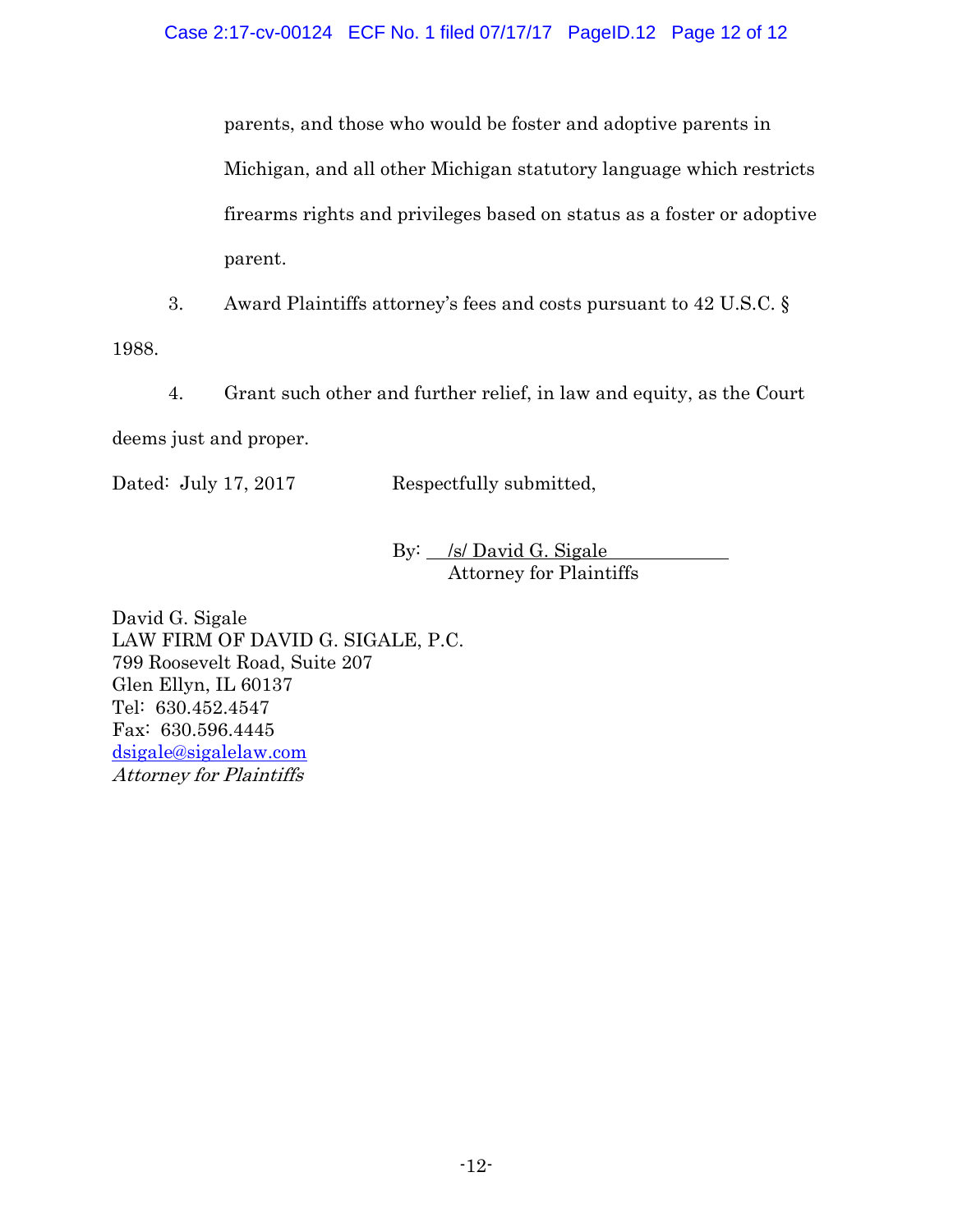parents, and those who would be foster and adoptive parents in Michigan, and all other Michigan statutory language which restricts firearms rights and privileges based on status as a foster or adoptive parent.

3. Award Plaintiffs attorney's fees and costs pursuant to 42 U.S.C. § 1988.

4. Grant such other and further relief, in law and equity, as the Court deems just and proper.

Dated: July 17, 2017 Respectfully submitted,

By: /s/ David G. Sigale
Attorney for Plaintiffs

David G. Sigale
LAW FIRM OF DAVID G. SIGALE, P.C.
799 Roosevelt Road, Suite 207
Glen Ellyn, IL 60137
Tel: 630.452.4547
Fax: 630.596.4445
dsigale@sigalelaw.com
*Attorney for Plaintiffs*